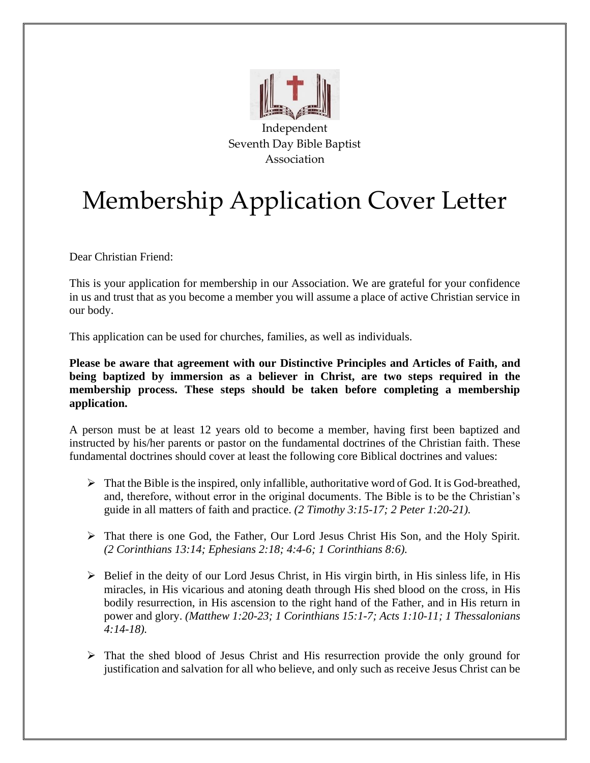Independent
Seventh Day Bible Baptist
Association

# Membership Application Cover Letter

Dear Christian Friend:

This is your application for membership in our Association. We are grateful for your confidence in us and trust that as you become a member you will assume a place of active Christian service in our body.

This application can be used for churches, families, as well as individuals.

**Please be aware that agreement with our Distinctive Principles and Articles of Faith, and being baptized by immersion as a believer in Christ, are two steps required in the membership process. These steps should be taken before completing a membership application.**

A person must be at least 12 years old to become a member, having first been baptized and instructed by his/her parents or pastor on the fundamental doctrines of the Christian faith. These fundamental doctrines should cover at least the following core Biblical doctrines and values:

- That the Bible is the inspired, only infallible, authoritative word of God. It is God-breathed, and, therefore, without error in the original documents. The Bible is to be the Christian's guide in all matters of faith and practice. *(2 Timothy 3:15-17; 2 Peter 1:20-21).*
- That there is one God, the Father, Our Lord Jesus Christ His Son, and the Holy Spirit. *(2 Corinthians 13:14; Ephesians 2:18; 4:4-6; 1 Corinthians 8:6).*
- Belief in the deity of our Lord Jesus Christ, in His virgin birth, in His sinless life, in His miracles, in His vicarious and atoning death through His shed blood on the cross, in His bodily resurrection, in His ascension to the right hand of the Father, and in His return in power and glory. *(Matthew 1:20-23; 1 Corinthians 15:1-7; Acts 1:10-11; 1 Thessalonians 4:14-18).*
- That the shed blood of Jesus Christ and His resurrection provide the only ground for justification and salvation for all who believe, and only such as receive Jesus Christ can be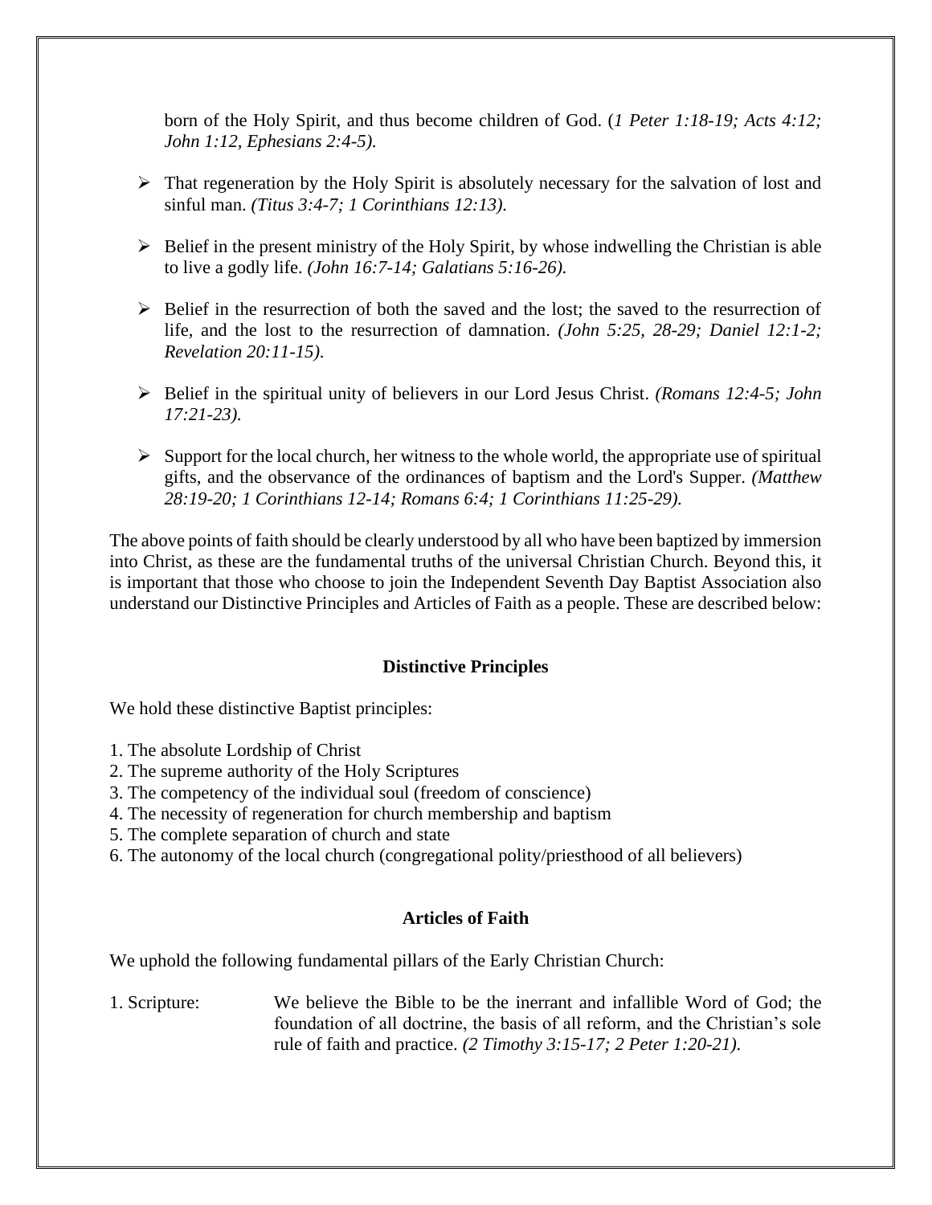born of the Holy Spirit, and thus become children of God. (*1 Peter 1:18-19; Acts 4:12; John 1:12, Ephesians 2:4-5).*

- That regeneration by the Holy Spirit is absolutely necessary for the salvation of lost and sinful man. *(Titus 3:4-7; 1 Corinthians 12:13).*

- Belief in the present ministry of the Holy Spirit, by whose indwelling the Christian is able to live a godly life. *(John 16:7-14; Galatians 5:16-26).*

- Belief in the resurrection of both the saved and the lost; the saved to the resurrection of life, and the lost to the resurrection of damnation. *(John 5:25, 28-29; Daniel 12:1-2; Revelation 20:11-15).*

- Belief in the spiritual unity of believers in our Lord Jesus Christ. *(Romans 12:4-5; John 17:21-23).*

- Support for the local church, her witness to the whole world, the appropriate use of spiritual gifts, and the observance of the ordinances of baptism and the Lord's Supper. *(Matthew 28:19-20; 1 Corinthians 12-14; Romans 6:4; 1 Corinthians 11:25-29).*

The above points of faith should be clearly understood by all who have been baptized by immersion into Christ, as these are the fundamental truths of the universal Christian Church. Beyond this, it is important that those who choose to join the Independent Seventh Day Baptist Association also understand our Distinctive Principles and Articles of Faith as a people. These are described below:

## Distinctive Principles

We hold these distinctive Baptist principles:

1. The absolute Lordship of Christ
2. The supreme authority of the Holy Scriptures
3. The competency of the individual soul (freedom of conscience)
4. The necessity of regeneration for church membership and baptism
5. The complete separation of church and state
6. The autonomy of the local church (congregational polity/priesthood of all believers)

## Articles of Faith

We uphold the following fundamental pillars of the Early Christian Church:

1. Scripture: We believe the Bible to be the inerrant and infallible Word of God; the foundation of all doctrine, the basis of all reform, and the Christian's sole rule of faith and practice. *(2 Timothy 3:15-17; 2 Peter 1:20-21).*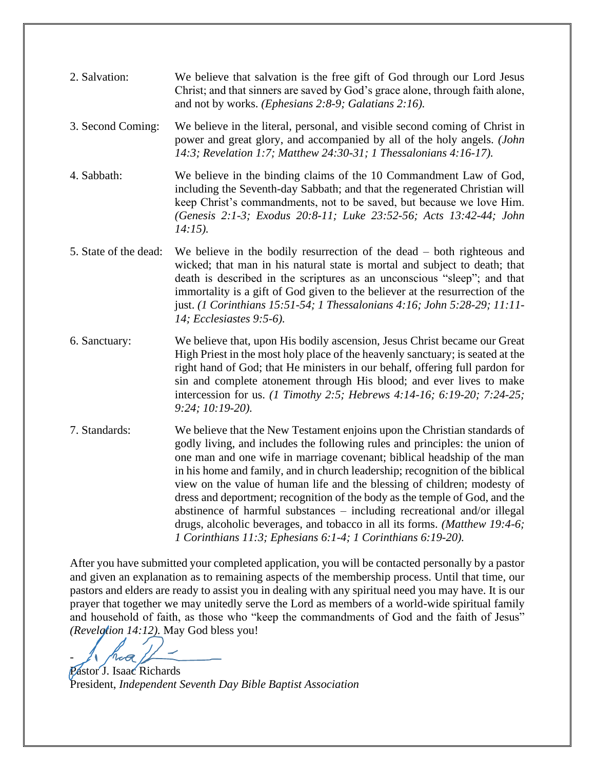2. Salvation: We believe that salvation is the free gift of God through our Lord Jesus Christ; and that sinners are saved by God's grace alone, through faith alone, and not by works. *(Ephesians 2:8-9; Galatians 2:16).*

3. Second Coming: We believe in the literal, personal, and visible second coming of Christ in power and great glory, and accompanied by all of the holy angels. *(John 14:3; Revelation 1:7; Matthew 24:30-31; 1 Thessalonians 4:16-17).*

4. Sabbath: We believe in the binding claims of the 10 Commandment Law of God, including the Seventh-day Sabbath; and that the regenerated Christian will keep Christ's commandments, not to be saved, but because we love Him. *(Genesis 2:1-3; Exodus 20:8-11; Luke 23:52-56; Acts 13:42-44; John 14:15).*

5. State of the dead: We believe in the bodily resurrection of the dead – both righteous and wicked; that man in his natural state is mortal and subject to death; that death is described in the scriptures as an unconscious "sleep"; and that immortality is a gift of God given to the believer at the resurrection of the just. *(1 Corinthians 15:51-54; 1 Thessalonians 4:16; John 5:28-29; 11:11-14; Ecclesiastes 9:5-6).*

6. Sanctuary: We believe that, upon His bodily ascension, Jesus Christ became our Great High Priest in the most holy place of the heavenly sanctuary; is seated at the right hand of God; that He ministers in our behalf, offering full pardon for sin and complete atonement through His blood; and ever lives to make intercession for us. *(1 Timothy 2:5; Hebrews 4:14-16; 6:19-20; 7:24-25; 9:24; 10:19-20).*

7. Standards: We believe that the New Testament enjoins upon the Christian standards of godly living, and includes the following rules and principles: the union of one man and one wife in marriage covenant; biblical headship of the man in his home and family, and in church leadership; recognition of the biblical view on the value of human life and the blessing of children; modesty of dress and deportment; recognition of the body as the temple of God, and the abstinence of harmful substances – including recreational and/or illegal drugs, alcoholic beverages, and tobacco in all its forms. *(Matthew 19:4-6; 1 Corinthians 11:3; Ephesians 6:1-4; 1 Corinthians 6:19-20).*

After you have submitted your completed application, you will be contacted personally by a pastor and given an explanation as to remaining aspects of the membership process. Until that time, our pastors and elders are ready to assist you in dealing with any spiritual need you may have. It is our prayer that together we may unitedly serve the Lord as members of a world-wide spiritual family and household of faith, as those who "keep the commandments of God and the faith of Jesus" *(Revelation 14:12).* May God bless you!

Pastor J. Isaac Richards
President, *Independent Seventh Day Bible Baptist Association*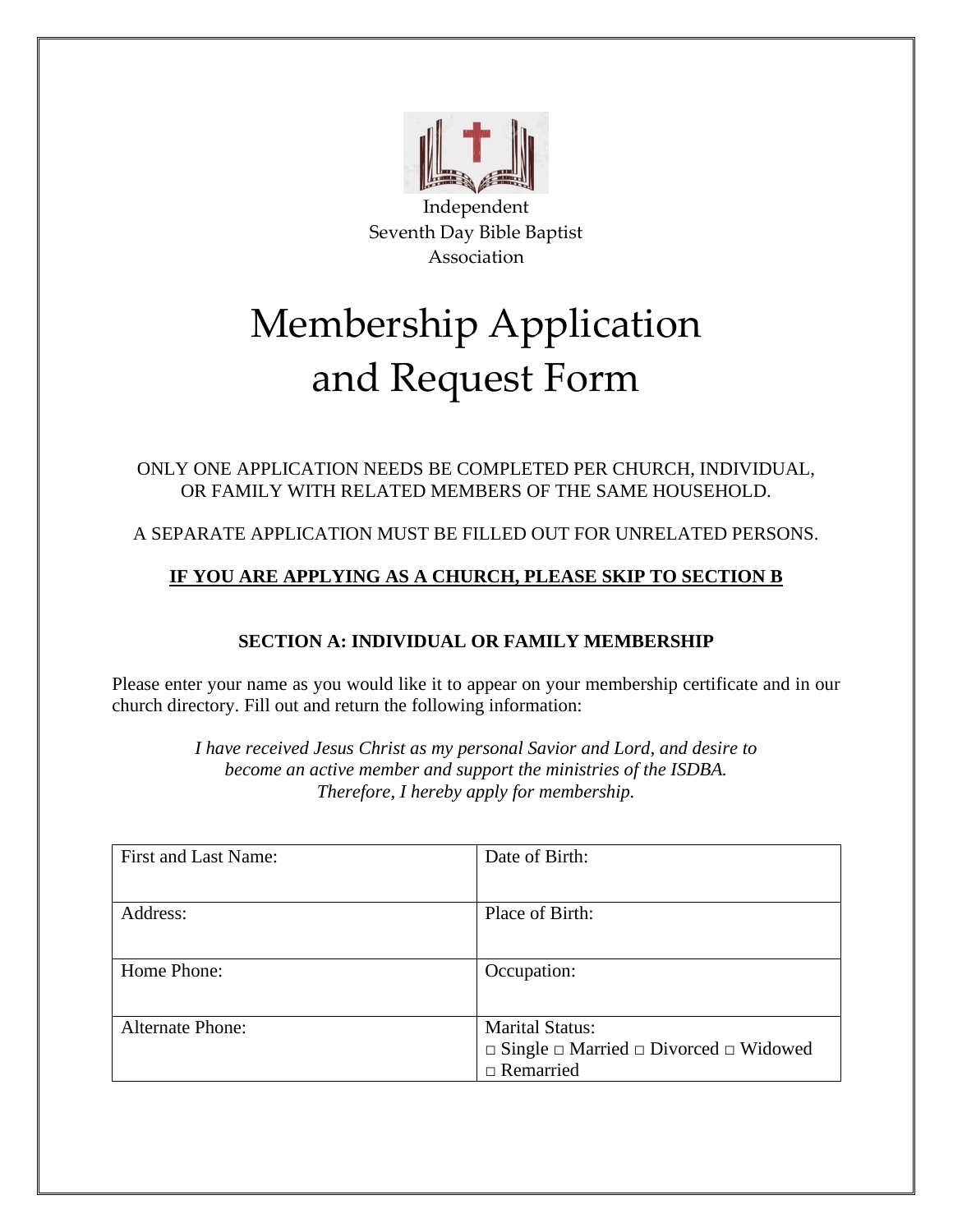Independent
Seven Day Bible Baptist
Association

# Membership Application and Request Form

ONLY ONE APPLICATION NEEDS BE COMPLETED PER CHURCH, INDIVIDUAL, OR FAMILY WITH RELATED MEMBERS OF THE SAME HOUSEHOLD.

A SEPARATE APPLICATION MUST BE FILLED OUT FOR UNRELATED PERSONS.

**IF YOU ARE APPLYING AS A CHURCH, PLEASE SKIP TO SECTION B**

### SECTION A: INDIVIDUAL OR FAMILY MEMBERSHIP

Please enter your name as you would like it to appear on your membership certificate and in our church directory. Fill out and return the following information:

*I have received Jesus Christ as my personal Savior and Lord, and desire to become an active member and support the ministries of the ISDBA. Therefore, I hereby apply for membership.*

| | |
|---|---|
| First and Last Name: | Date of Birth: |
| Address: | Place of Birth: |
| Home Phone: | Occupation: |
| Alternate Phone: | Marital Status: □ Single □ Married □ Divorced □ Widowed □ Remarried |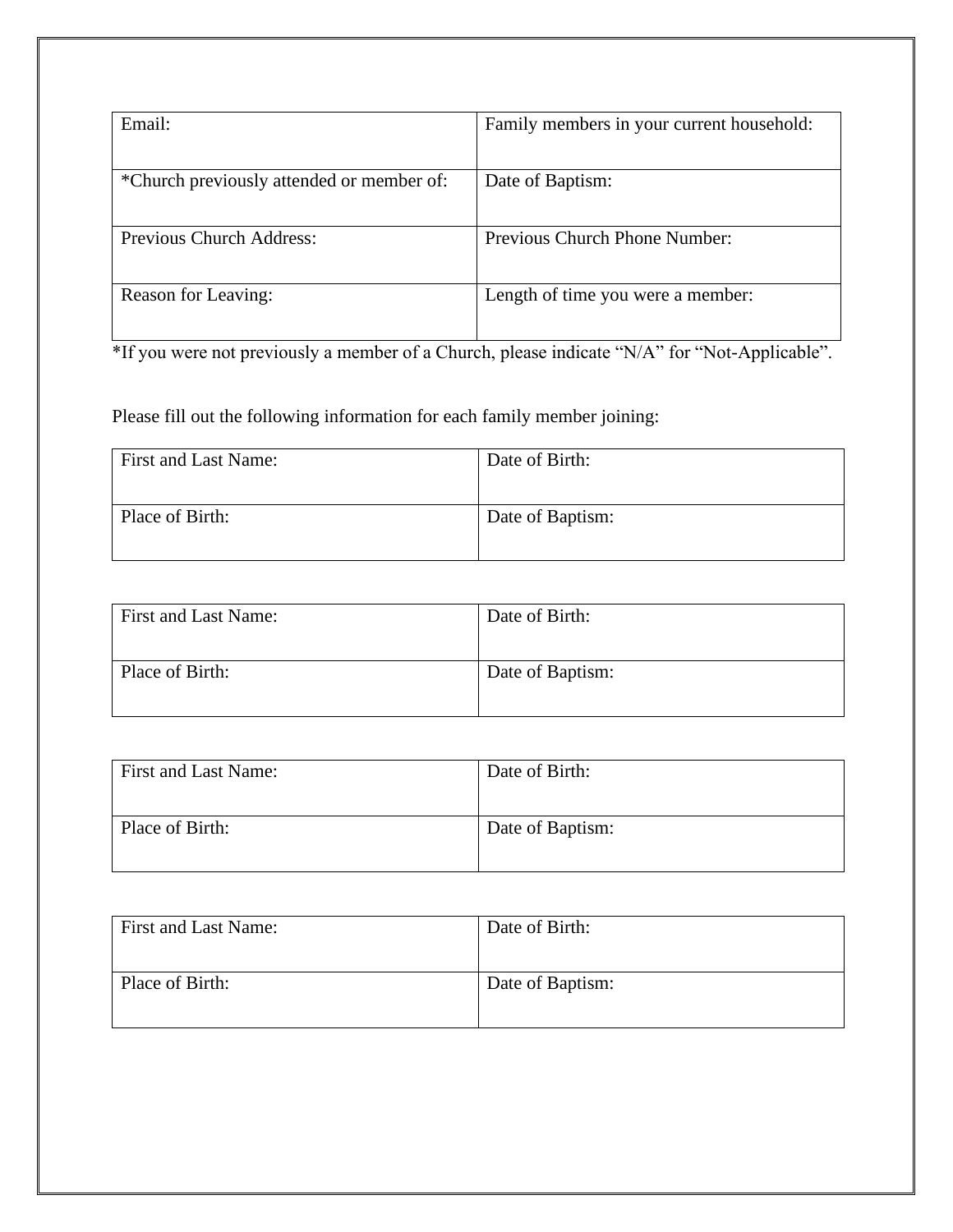| Email: | Family members in your current household: |
|---|---|
| *Church previously attended or member of: | Date of Baptism: |
| Previous Church Address: | Previous Church Phone Number: |
| Reason for Leaving: | Length of time you were a member: |

*If you were not previously a member of a Church, please indicate "N/A" for "Not-Applicable".

Please fill out the following information for each family member joining:

| First and Last Name: | Date of Birth: |
|---|---|
| Place of Birth: | Date of Baptism: |

| First and Last Name: | Date of Birth: |
|---|---|
| Place of Birth: | Date of Baptism: |

| First and Last Name: | Date of Birth: |
|---|---|
| Place of Birth: | Date of Baptism: |

| First and Last Name: | Date of Birth: |
|---|---|
| Place of Birth: | Date of Baptism: |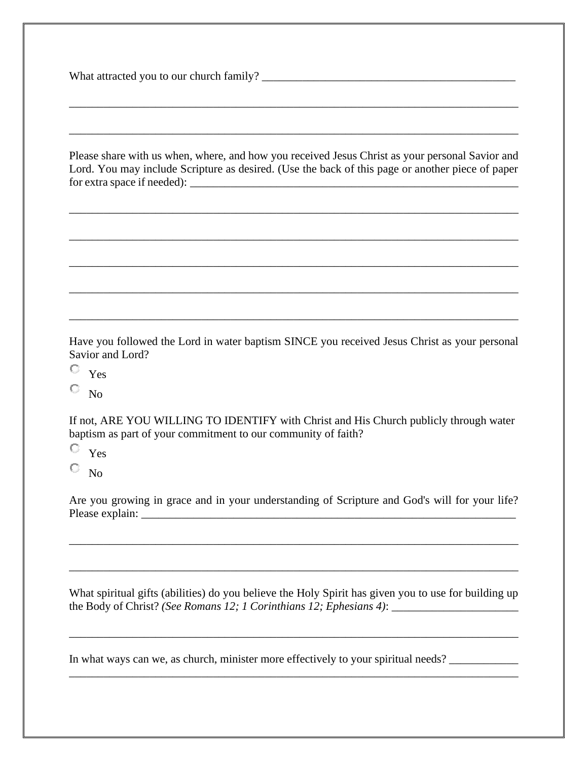What attracted you to our church family? _____________________________________________

_______________________________________________________________________________

_______________________________________________________________________________

Please share with us when, where, and how you received Jesus Christ as your personal Savior and Lord. You may include Scripture as desired. (Use the back of this page or another piece of paper for extra space if needed): ___________________________________________________________

_______________________________________________________________________________

_______________________________________________________________________________

_______________________________________________________________________________

_______________________________________________________________________________

_______________________________________________________________________________

Have you followed the Lord in water baptism SINCE you received Jesus Christ as your personal Savior and Lord?

- ○ Yes
- ○ No

If not, ARE YOU WILLING TO IDENTIFY with Christ and His Church publicly through water baptism as part of your commitment to our community of faith?

- ○ Yes
- ○ No

Are you growing in grace and in your understanding of Scripture and God's will for your life? Please explain: _________________________________________________________________

_______________________________________________________________________________

_______________________________________________________________________________

What spiritual gifts (abilities) do you believe the Holy Spirit has given you to use for building up the Body of Christ? *(See Romans 12; 1 Corinthians 12; Ephesians 4)*: ______________________

_______________________________________________________________________________

In what ways can we, as church, minister more effectively to your spiritual needs? ____________

_______________________________________________________________________________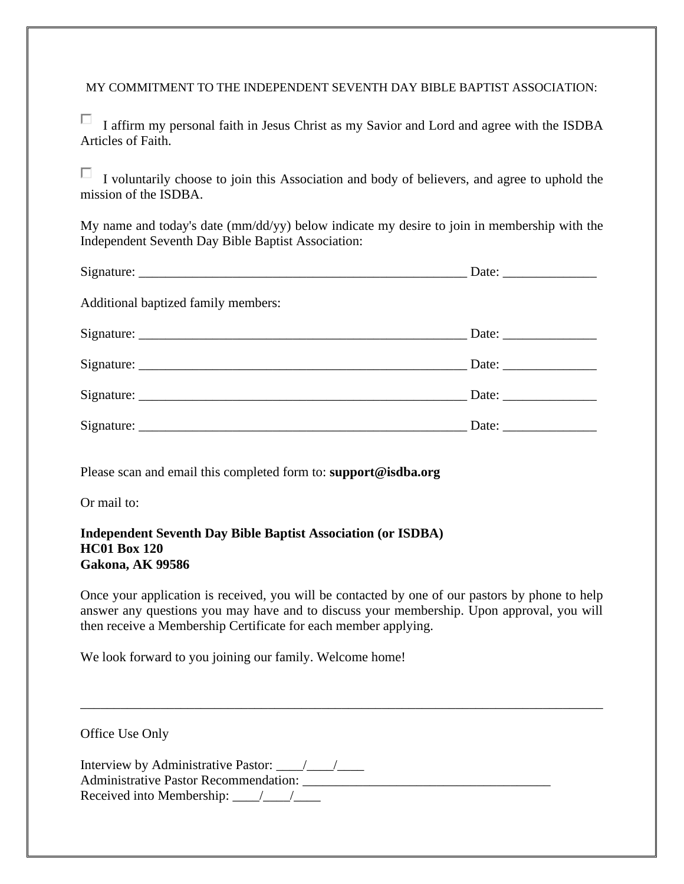MY COMMITMENT TO THE INDEPENDENT SEVENTH DAY BIBLE BAPTIST ASSOCIATION:

☐ I affirm my personal faith in Jesus Christ as my Savior and Lord and agree with the ISDBA Articles of Faith.

☐ I voluntarily choose to join this Association and body of believers, and agree to uphold the mission of the ISDBA.

My name and today's date (mm/dd/yy) below indicate my desire to join in membership with the Independent Seventh Day Bible Baptist Association:

Signature: ___________________________________________________ Date: ______________

Additional baptized family members:

Signature: ___________________________________________________ Date: ______________

Signature: ___________________________________________________ Date: ______________

Signature: ___________________________________________________ Date: ______________

Signature: ___________________________________________________ Date: ______________

Please scan and email this completed form to: **support@isdba.org**

Or mail to:

**Independent Seventh Day Bible Baptist Association (or ISDBA)**
**HC01 Box 120**
**Gakona, AK 99586**

Once your application is received, you will be contacted by one of our pastors by phone to help answer any questions you may have and to discuss your membership. Upon approval, you will then receive a Membership Certificate for each member applying.

We look forward to you joining our family. Welcome home!

---

Office Use Only

Interview by Administrative Pastor: ____/____/____
Administrative Pastor Recommendation: ______________________________________
Received into Membership: ____/____/____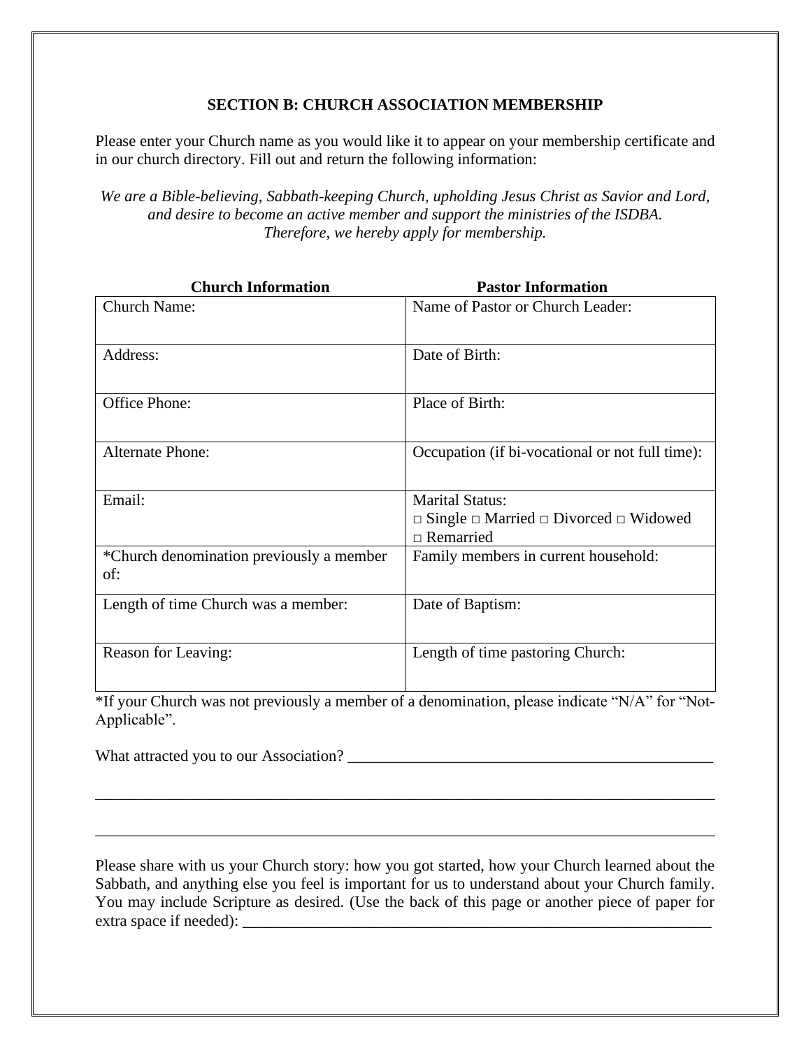## SECTION B: CHURCH ASSOCIATION MEMBERSHIP

Please enter your Church name as you would like it to appear on your membership certificate and in our church directory. Fill out and return the following information:

*We are a Bible-believing, Sabbath-keeping Church, upholding Jesus Christ as Savior and Lord, and desire to become an active member and support the ministries of the ISDBA. Therefore, we hereby apply for membership.*

| Church Information | Pastor Information |
|---|---|
| Church Name: | Name of Pastor or Church Leader: |
| Address: | Date of Birth: |
| Office Phone: | Place of Birth: |
| Alternate Phone: | Occupation (if bi-vocational or not full time): |
| Email: | Marital Status: □ Single □ Married □ Divorced □ Widowed □ Remarried |
| *Church denomination previously a member of: | Family members in current household: |
| Length of time Church was a member: | Date of Baptism: |
| Reason for Leaving: | Length of time pastoring Church: |

*If your Church was not previously a member of a denomination, please indicate "N/A" for "Not-Applicable".

What attracted you to our Association? _______________________________________________

___________________________________________________________________________

___________________________________________________________________________

Please share with us your Church story: how you got started, how your Church learned about the Sabbath, and anything else you feel is important for us to understand about your Church family. You may include Scripture as desired. (Use the back of this page or another piece of paper for extra space if needed): ___________________________________________________________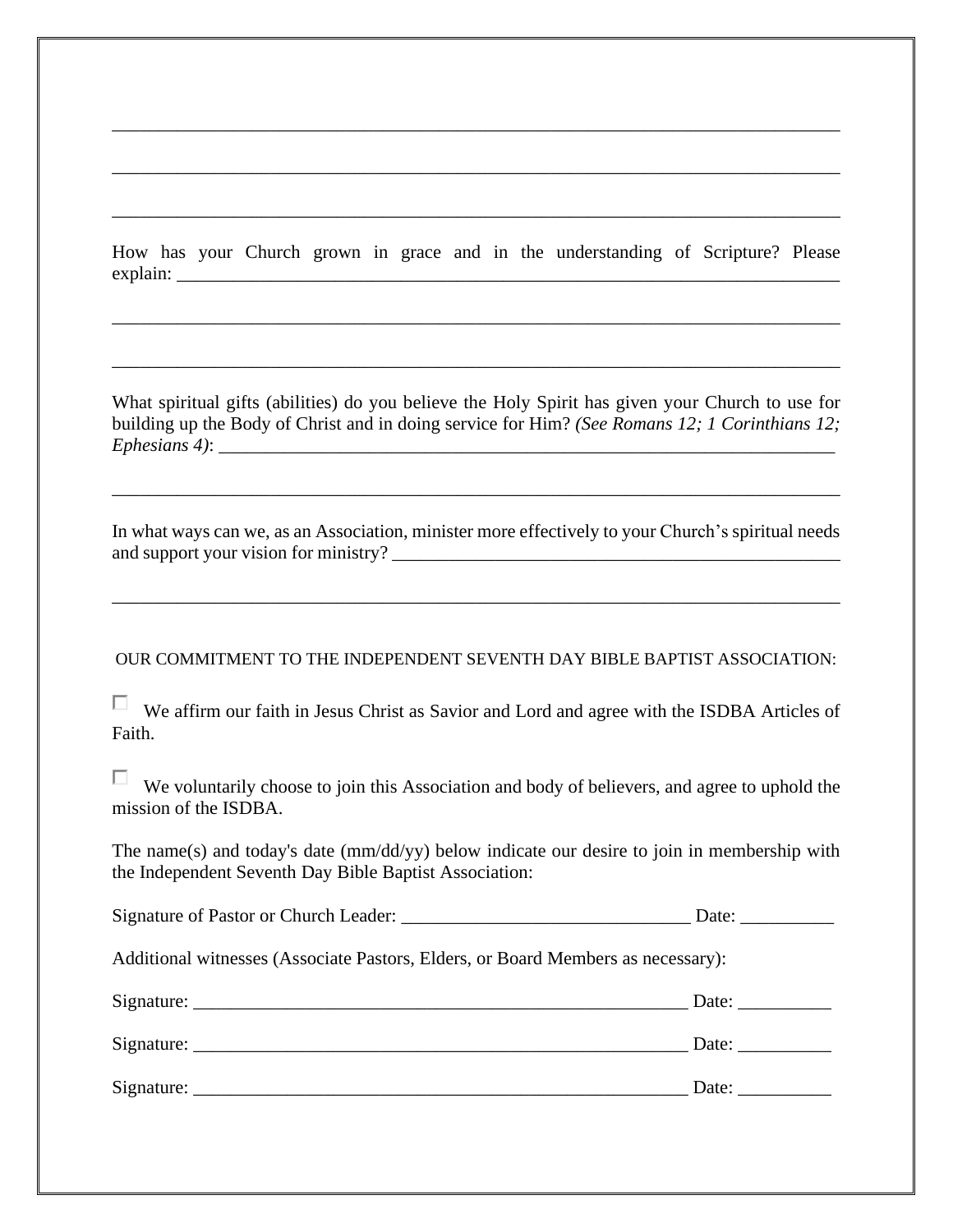\_\_\_\_\_\_\_\_\_\_\_\_\_\_\_\_\_\_\_\_\_\_\_\_\_\_\_\_\_\_\_\_\_\_\_\_\_\_\_\_\_\_\_\_\_\_\_\_\_\_\_\_\_\_\_\_\_\_\_\_\_\_\_\_\_\_\_\_\_\_\_\_\_\_\_\_\_\_

\_\_\_\_\_\_\_\_\_\_\_\_\_\_\_\_\_\_\_\_\_\_\_\_\_\_\_\_\_\_\_\_\_\_\_\_\_\_\_\_\_\_\_\_\_\_\_\_\_\_\_\_\_\_\_\_\_\_\_\_\_\_\_\_\_\_\_\_\_\_\_\_\_\_\_\_\_\_

\_\_\_\_\_\_\_\_\_\_\_\_\_\_\_\_\_\_\_\_\_\_\_\_\_\_\_\_\_\_\_\_\_\_\_\_\_\_\_\_\_\_\_\_\_\_\_\_\_\_\_\_\_\_\_\_\_\_\_\_\_\_\_\_\_\_\_\_\_\_\_\_\_\_\_\_\_\_

How has your Church grown in grace and in the understanding of Scripture? Please explain: \_\_\_\_\_\_\_\_\_\_\_\_\_\_\_\_\_\_\_\_\_\_\_\_\_\_\_\_\_\_\_\_\_\_\_\_\_\_\_\_\_\_\_\_\_\_\_\_\_\_\_\_\_\_\_\_\_\_\_\_\_\_\_\_\_\_\_\_\_

\_\_\_\_\_\_\_\_\_\_\_\_\_\_\_\_\_\_\_\_\_\_\_\_\_\_\_\_\_\_\_\_\_\_\_\_\_\_\_\_\_\_\_\_\_\_\_\_\_\_\_\_\_\_\_\_\_\_\_\_\_\_\_\_\_\_\_\_\_\_\_\_\_\_\_\_\_\_

\_\_\_\_\_\_\_\_\_\_\_\_\_\_\_\_\_\_\_\_\_\_\_\_\_\_\_\_\_\_\_\_\_\_\_\_\_\_\_\_\_\_\_\_\_\_\_\_\_\_\_\_\_\_\_\_\_\_\_\_\_\_\_\_\_\_\_\_\_\_\_\_\_\_\_\_\_\_

What spiritual gifts (abilities) do you believe the Holy Spirit has given your Church to use for building up the Body of Christ and in doing service for Him? *(See Romans 12; 1 Corinthians 12; Ephesians 4)*: \_\_\_\_\_\_\_\_\_\_\_\_\_\_\_\_\_\_\_\_\_\_\_\_\_\_\_\_\_\_\_\_\_\_\_\_\_\_\_\_\_\_\_\_\_\_\_\_\_\_\_\_\_\_\_\_\_\_\_\_\_\_\_\_

\_\_\_\_\_\_\_\_\_\_\_\_\_\_\_\_\_\_\_\_\_\_\_\_\_\_\_\_\_\_\_\_\_\_\_\_\_\_\_\_\_\_\_\_\_\_\_\_\_\_\_\_\_\_\_\_\_\_\_\_\_\_\_\_\_\_\_\_\_\_\_\_\_\_\_\_\_\_

In what ways can we, as an Association, minister more effectively to your Church's spiritual needs and support your vision for ministry? \_\_\_\_\_\_\_\_\_\_\_\_\_\_\_\_\_\_\_\_\_\_\_\_\_\_\_\_\_\_\_\_\_\_\_\_\_\_\_\_\_\_\_\_\_\_\_

\_\_\_\_\_\_\_\_\_\_\_\_\_\_\_\_\_\_\_\_\_\_\_\_\_\_\_\_\_\_\_\_\_\_\_\_\_\_\_\_\_\_\_\_\_\_\_\_\_\_\_\_\_\_\_\_\_\_\_\_\_\_\_\_\_\_\_\_\_\_\_\_\_\_\_\_\_\_

OUR COMMITMENT TO THE INDEPENDENT SEVENTH DAY BIBLE BAPTIST ASSOCIATION:

☐ We affirm our faith in Jesus Christ as Savior and Lord and agree with the ISDBA Articles of Faith.

☐ We voluntarily choose to join this Association and body of believers, and agree to uphold the mission of the ISDBA.

The name(s) and today's date (mm/dd/yy) below indicate our desire to join in membership with the Independent Seventh Day Bible Baptist Association:

Signature of Pastor or Church Leader: \_\_\_\_\_\_\_\_\_\_\_\_\_\_\_\_\_\_\_\_\_\_\_\_\_\_\_\_\_\_\_ Date: \_\_\_\_\_\_\_\_\_\_

Additional witnesses (Associate Pastors, Elders, or Board Members as necessary):

Signature: \_\_\_\_\_\_\_\_\_\_\_\_\_\_\_\_\_\_\_\_\_\_\_\_\_\_\_\_\_\_\_\_\_\_\_\_\_\_\_\_\_\_\_\_\_\_\_\_\_\_\_\_\_\_\_ Date: \_\_\_\_\_\_\_\_\_\_

Signature: \_\_\_\_\_\_\_\_\_\_\_\_\_\_\_\_\_\_\_\_\_\_\_\_\_\_\_\_\_\_\_\_\_\_\_\_\_\_\_\_\_\_\_\_\_\_\_\_\_\_\_\_\_\_\_ Date: \_\_\_\_\_\_\_\_\_\_

Signature: \_\_\_\_\_\_\_\_\_\_\_\_\_\_\_\_\_\_\_\_\_\_\_\_\_\_\_\_\_\_\_\_\_\_\_\_\_\_\_\_\_\_\_\_\_\_\_\_\_\_\_\_\_\_\_ Date: \_\_\_\_\_\_\_\_\_\_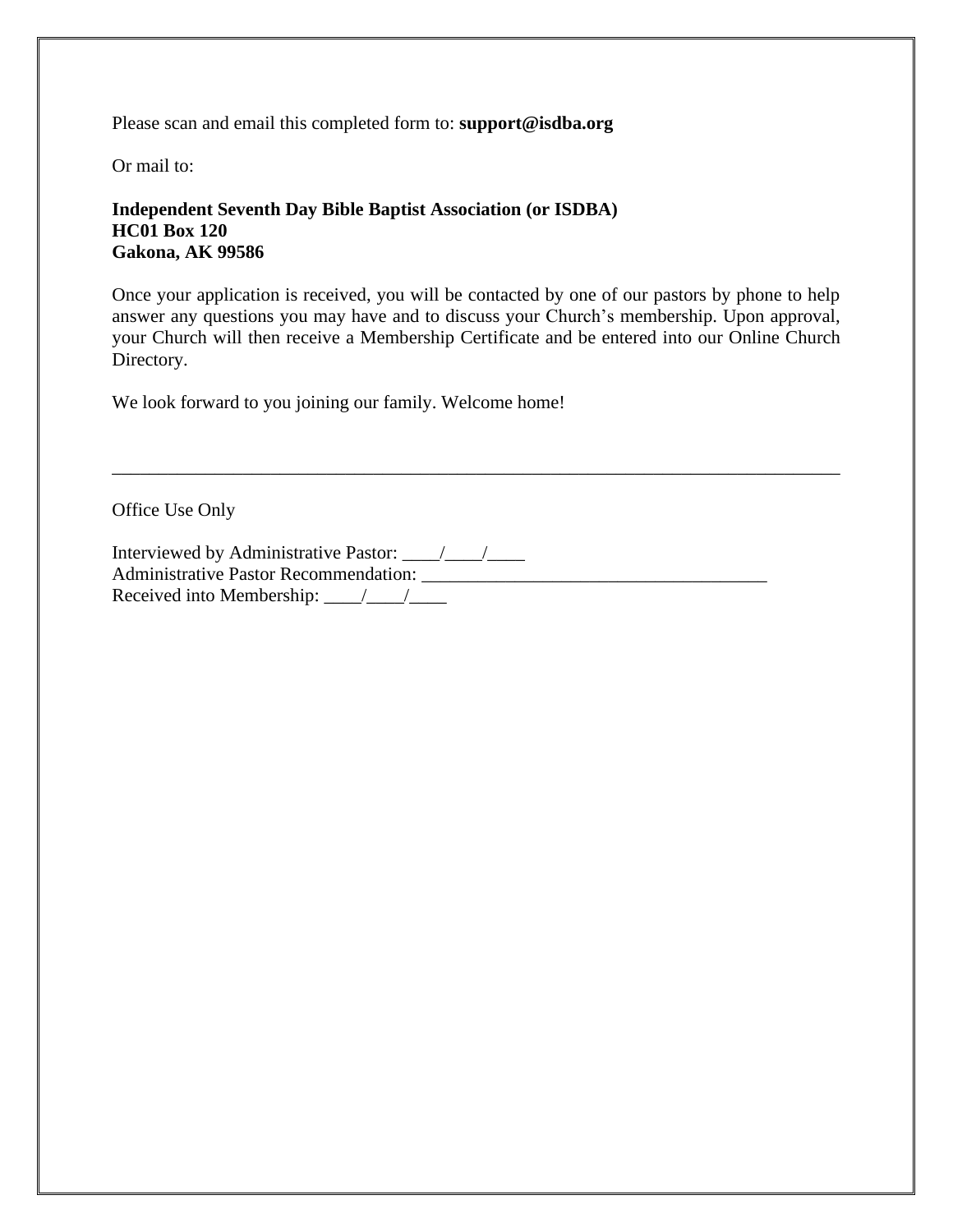Please scan and email this completed form to: **support@isdba.org**

Or mail to:

**Independent Seventh Day Bible Baptist Association (or ISDBA)**
**HC01 Box 120**
**Gakona, AK 99586**

Once your application is received, you will be contacted by one of our pastors by phone to help answer any questions you may have and to discuss your Church's membership. Upon approval, your Church will then receive a Membership Certificate and be entered into our Online Church Directory.

We look forward to you joining our family. Welcome home!

---

Office Use Only

Interviewed by Administrative Pastor: ____/____/____
Administrative Pastor Recommendation: ____________________________________
Received into Membership: ____/____/____